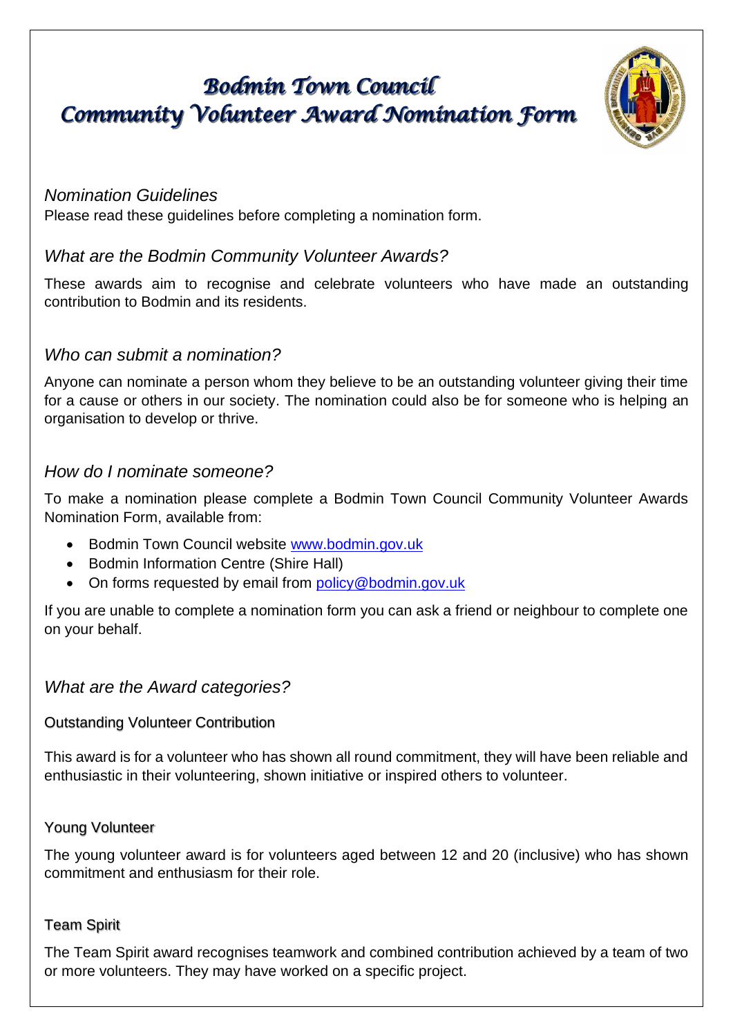# Bodmin Town Council
# Community Volunteer Award Nomination Form

## *Nomination Guidelines*

Please read these guidelines before completing a nomination form.

## *What are the Bodmin Community Volunteer Awards?*

These awards aim to recognise and celebrate volunteers who have made an outstanding contribution to Bodmin and its residents.

## *Who can submit a nomination?*

Anyone can nominate a person whom they believe to be an outstanding volunteer giving their time for a cause or others in our society. The nomination could also be for someone who is helping an organisation to develop or thrive.

## *How do I nominate someone?*

To make a nomination please complete a Bodmin Town Council Community Volunteer Awards Nomination Form, available from:

- Bodmin Town Council website www.bodmin.gov.uk
- Bodmin Information Centre (Shire Hall)
- On forms requested by email from policy@bodmin.gov.uk

If you are unable to complete a nomination form you can ask a friend or neighbour to complete one on your behalf.

## *What are the Award categories?*

### Outstanding Volunteer Contribution

This award is for a volunteer who has shown all round commitment, they will have been reliable and enthusiastic in their volunteering, shown initiative or inspired others to volunteer.

### Young Volunteer

The young volunteer award is for volunteers aged between 12 and 20 (inclusive) who has shown commitment and enthusiasm for their role.

### Team Spirit

The Team Spirit award recognises teamwork and combined contribution achieved by a team of two or more volunteers. They may have worked on a specific project.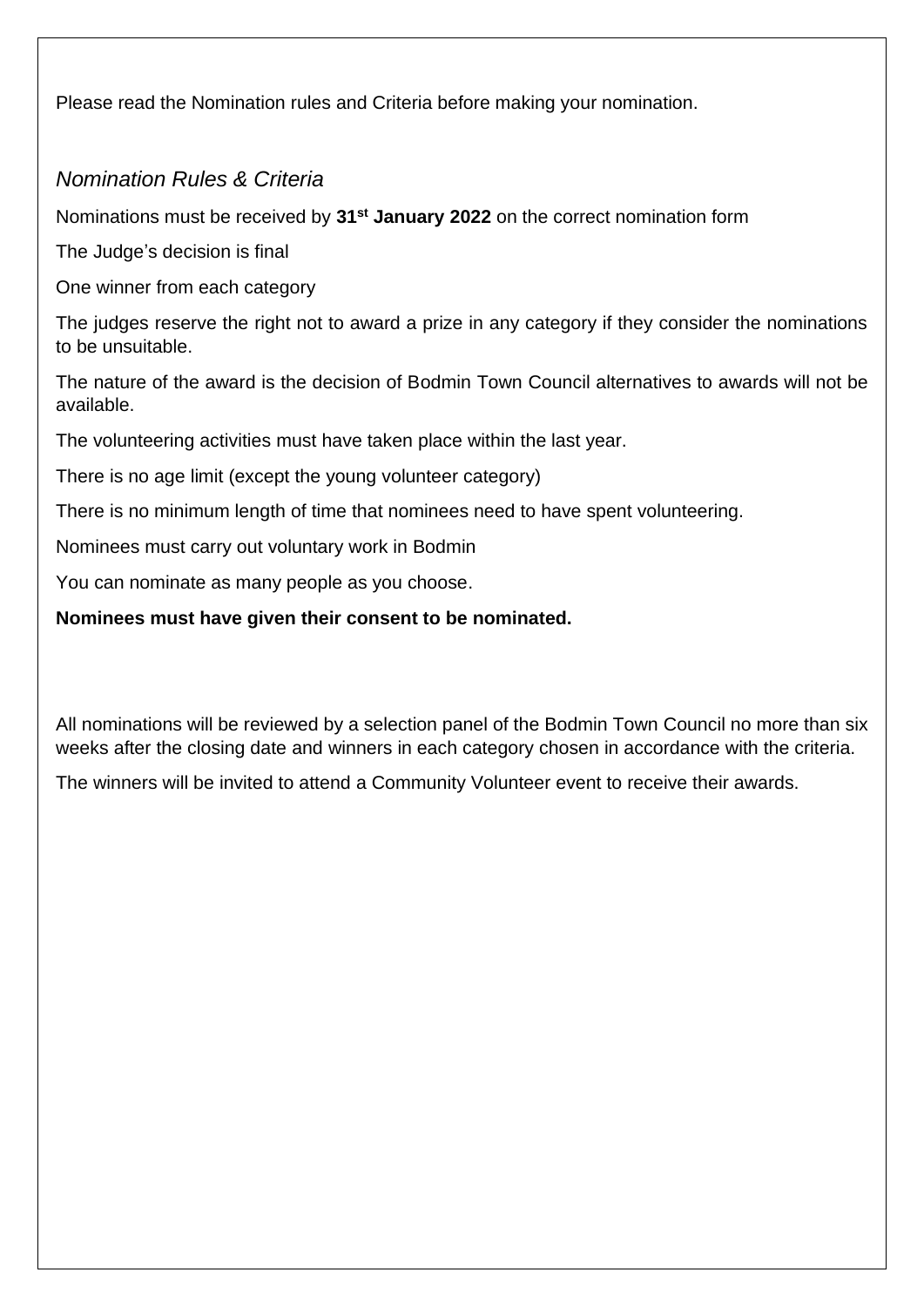Please read the Nomination rules and Criteria before making your nomination.

## *Nomination Rules & Criteria*

Nominations must be received by **31st January 2022** on the correct nomination form

The Judge's decision is final

One winner from each category

The judges reserve the right not to award a prize in any category if they consider the nominations to be unsuitable.

The nature of the award is the decision of Bodmin Town Council alternatives to awards will not be available.

The volunteering activities must have taken place within the last year.

There is no age limit (except the young volunteer category)

There is no minimum length of time that nominees need to have spent volunteering.

Nominees must carry out voluntary work in Bodmin

You can nominate as many people as you choose.

**Nominees must have given their consent to be nominated.**

All nominations will be reviewed by a selection panel of the Bodmin Town Council no more than six weeks after the closing date and winners in each category chosen in accordance with the criteria.

The winners will be invited to attend a Community Volunteer event to receive their awards.